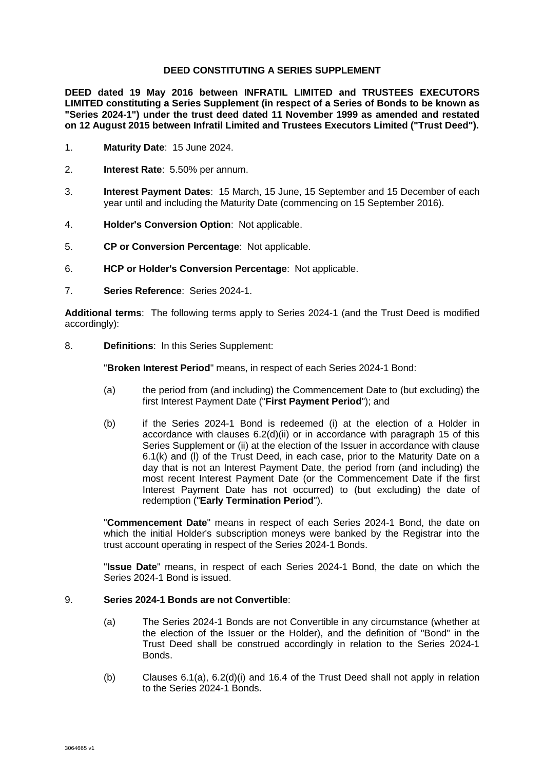**DEED CONSTITUTING A SERIES SUPPLEMENT**

**DEED dated 19 May 2016 between INFRATIL LIMITED and TRUSTEES EXECUTORS LIMITED constituting a Series Supplement (in respect of a Series of Bonds to be known as "Series 2024-1") under the trust deed dated 11 November 1999 as amended and restated on 12 August 2015 between Infratil Limited and Trustees Executors Limited ("Trust Deed").**

1. **Maturity Date**: 15 June 2024.

2. **Interest Rate**: 5.50% per annum.

3. **Interest Payment Dates**: 15 March, 15 June, 15 September and 15 December of each year until and including the Maturity Date (commencing on 15 September 2016).

4. **Holder's Conversion Option**: Not applicable.

5. **CP or Conversion Percentage**: Not applicable.

6. **HCP or Holder's Conversion Percentage**: Not applicable.

7. **Series Reference**: Series 2024-1.

**Additional terms**: The following terms apply to Series 2024-1 (and the Trust Deed is modified accordingly):

8. **Definitions**: In this Series Supplement:

   "**Broken Interest Period**" means, in respect of each Series 2024-1 Bond:

   (a) the period from (and including) the Commencement Date to (but excluding) the first Interest Payment Date ("**First Payment Period**"); and

   (b) if the Series 2024-1 Bond is redeemed (i) at the election of a Holder in accordance with clauses 6.2(d)(ii) or in accordance with paragraph 15 of this Series Supplement or (ii) at the election of the Issuer in accordance with clause 6.1(k) and (l) of the Trust Deed, in each case, prior to the Maturity Date on a day that is not an Interest Payment Date, the period from (and including) the most recent Interest Payment Date (or the Commencement Date if the first Interest Payment Date has not occurred) to (but excluding) the date of redemption ("**Early Termination Period**").

   "**Commencement Date**" means in respect of each Series 2024-1 Bond, the date on which the initial Holder's subscription moneys were banked by the Registrar into the trust account operating in respect of the Series 2024-1 Bonds.

   "**Issue Date**" means, in respect of each Series 2024-1 Bond, the date on which the Series 2024-1 Bond is issued.

9. **Series 2024-1 Bonds are not Convertible**:

   (a) The Series 2024-1 Bonds are not Convertible in any circumstance (whether at the election of the Issuer or the Holder), and the definition of "Bond" in the Trust Deed shall be construed accordingly in relation to the Series 2024-1 Bonds.

   (b) Clauses 6.1(a), 6.2(d)(i) and 16.4 of the Trust Deed shall not apply in relation to the Series 2024-1 Bonds.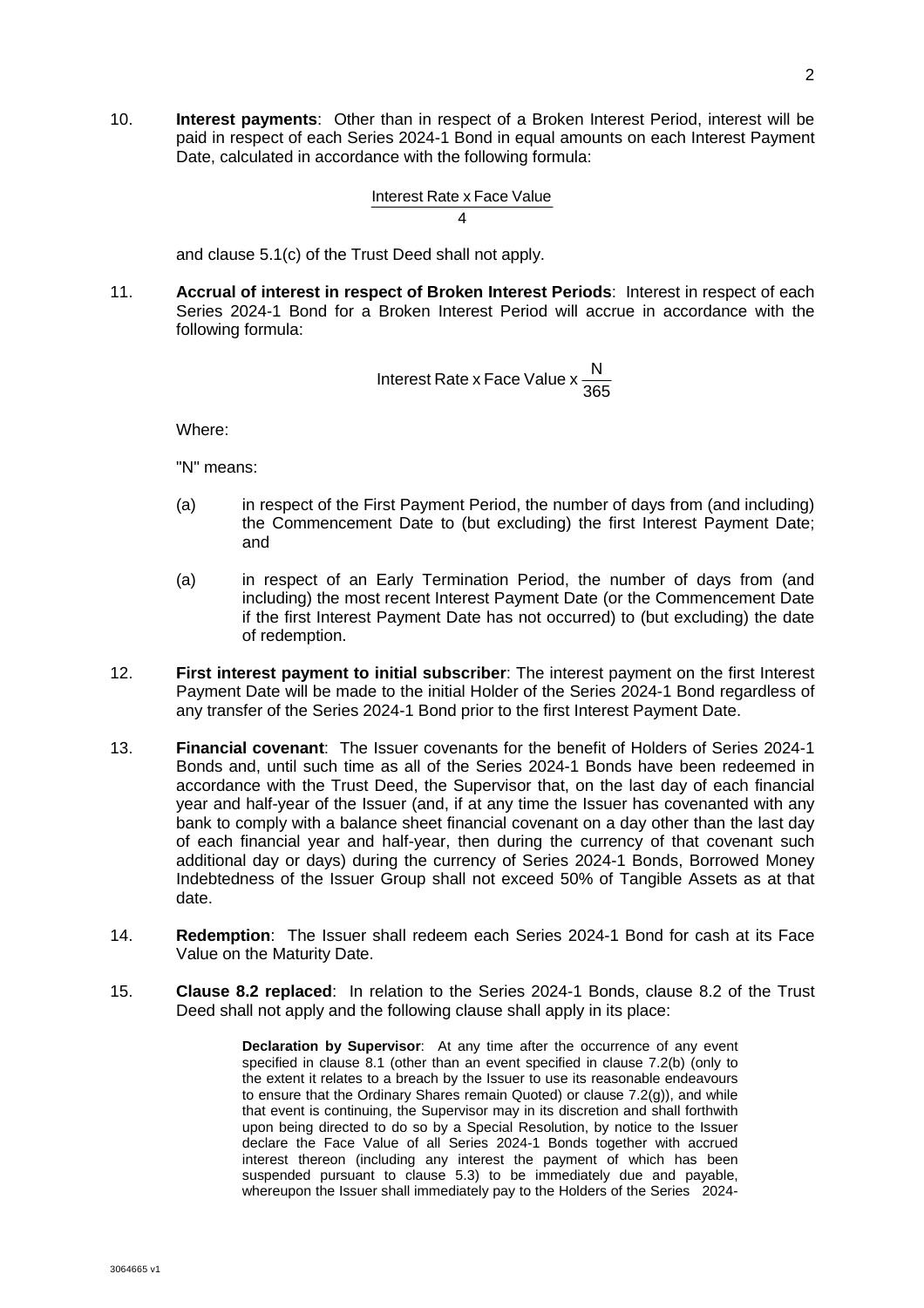10. **Interest payments**: Other than in respect of a Broken Interest Period, interest will be paid in respect of each Series 2024-1 Bond in equal amounts on each Interest Payment Date, calculated in accordance with the following formula:

$$\frac{\text{Interest Rate x Face Value}}{4}$$

and clause 5.1(c) of the Trust Deed shall not apply.

11. **Accrual of interest in respect of Broken Interest Periods**: Interest in respect of each Series 2024-1 Bond for a Broken Interest Period will accrue in accordance with the following formula:

$$\text{Interest Rate x Face Value x } \frac{N}{365}$$

Where:

"N" means:

(a) in respect of the First Payment Period, the number of days from (and including) the Commencement Date to (but excluding) the first Interest Payment Date; and

(a) in respect of an Early Termination Period, the number of days from (and including) the most recent Interest Payment Date (or the Commencement Date if the first Interest Payment Date has not occurred) to (but excluding) the date of redemption.

12. **First interest payment to initial subscriber**: The interest payment on the first Interest Payment Date will be made to the initial Holder of the Series 2024-1 Bond regardless of any transfer of the Series 2024-1 Bond prior to the first Interest Payment Date.

13. **Financial covenant**: The Issuer covenants for the benefit of Holders of Series 2024-1 Bonds and, until such time as all of the Series 2024-1 Bonds have been redeemed in accordance with the Trust Deed, the Supervisor that, on the last day of each financial year and half-year of the Issuer (and, if at any time the Issuer has covenanted with any bank to comply with a balance sheet financial covenant on a day other than the last day of each financial year and half-year, then during the currency of that covenant such additional day or days) during the currency of Series 2024-1 Bonds, Borrowed Money Indebtedness of the Issuer Group shall not exceed 50% of Tangible Assets as at that date.

14. **Redemption**: The Issuer shall redeem each Series 2024-1 Bond for cash at its Face Value on the Maturity Date.

15. **Clause 8.2 replaced**: In relation to the Series 2024-1 Bonds, clause 8.2 of the Trust Deed shall not apply and the following clause shall apply in its place:

> **Declaration by Supervisor**: At any time after the occurrence of any event specified in clause 8.1 (other than an event specified in clause 7.2(b) (only to the extent it relates to a breach by the Issuer to use its reasonable endeavours to ensure that the Ordinary Shares remain Quoted) or clause 7.2(g)), and while that event is continuing, the Supervisor may in its discretion and shall forthwith upon being directed to do so by a Special Resolution, by notice to the Issuer declare the Face Value of all Series 2024-1 Bonds together with accrued interest thereon (including any interest the payment of which has been suspended pursuant to clause 5.3) to be immediately due and payable, whereupon the Issuer shall immediately pay to the Holders of the Series 2024-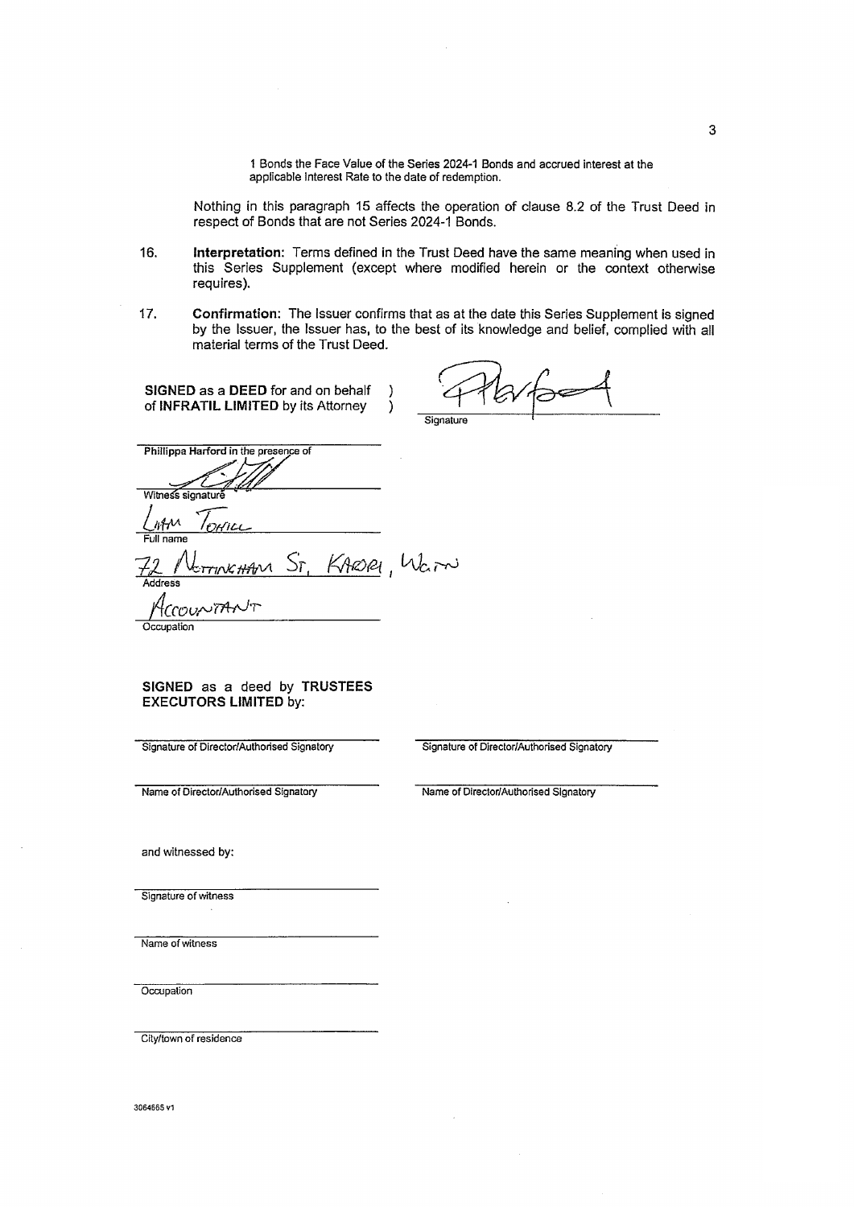1 Bonds the Face Value of the Series 2024-1 Bonds and accrued interest at the applicable Interest Rate to the date of redemption.

Nothing in this paragraph 15 affects the operation of clause 8.2 of the Trust Deed in respect of Bonds that are not Series 2024-1 Bonds.

16. **Interpretation:** Terms defined in the Trust Deed have the same meaning when used in this Series Supplement (except where modified herein or the context otherwise requires).

17. **Confirmation:** The Issuer confirms that as at the date this Series Supplement is signed by the Issuer, the Issuer has, to the best of its knowledge and belief, complied with all material terms of the Trust Deed.

**SIGNED** as a **DEED** for and on behalf of **INFRATIL LIMITED** by its Attorney )

[Signature]
Signature

**Phillippa Harford in** the presence of

[Signature]
Witness signature

Liam Tohill
Full name

72 Nottingham St, Karori, Wgtn
Address

Accountant
Occupation

**SIGNED** as a deed by **TRUSTEES EXECUTORS LIMITED** by:

Signature of Director/Authorised Signatory

Signature of Director/Authorised Signatory

Name of Director/Authorised Signatory

Name of Director/Authorised Signatory

and witnessed by:

Signature of witness

Name of witness

Occupation

City/town of residence

3064665 v1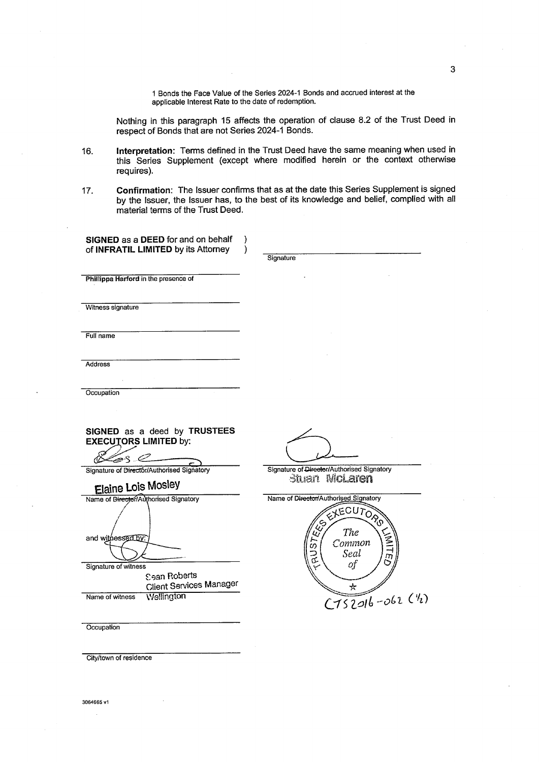1 Bonds the Face Value of the Series 2024-1 Bonds and accrued interest at the applicable Interest Rate to the date of redemption.

Nothing in this paragraph 15 affects the operation of clause 8.2 of the Trust Deed in respect of Bonds that are not Series 2024-1 Bonds.

16. **Interpretation:** Terms defined in the Trust Deed have the same meaning when used in this Series Supplement (except where modified herein or the context otherwise requires).

17. **Confirmation:** The Issuer confirms that as at the date this Series Supplement is signed by the Issuer, the Issuer has, to the best of its knowledge and belief, complied with all material terms of the Trust Deed.

**SIGNED** as a **DEED** for and on behalf of **INFRATIL LIMITED** by its Attorney

Signature

Phillippa Harford in the presence of

Witness signature

Full name

Address

Occupation

**SIGNED** as a deed by **TRUSTEES EXECUTORS LIMITED** by:

Signature of ~~Director~~/Authorised Signatory

Elaine Lois Mosley

Name of ~~Director~~/Authorised Signatory

and witnessed by:

Signature of witness

Sean Roberts

Client Services Manager

Wellington

Name of witness

Occupation

City/town of residence

Signature of ~~Director~~/Authorised Signatory

Stuart McLaren

Name of ~~Director~~/Authorised Signatory

TRUSTEES EXECUTORS LIMITED The Common Seal of

CTS2016-062 (1/2)

3064665 v1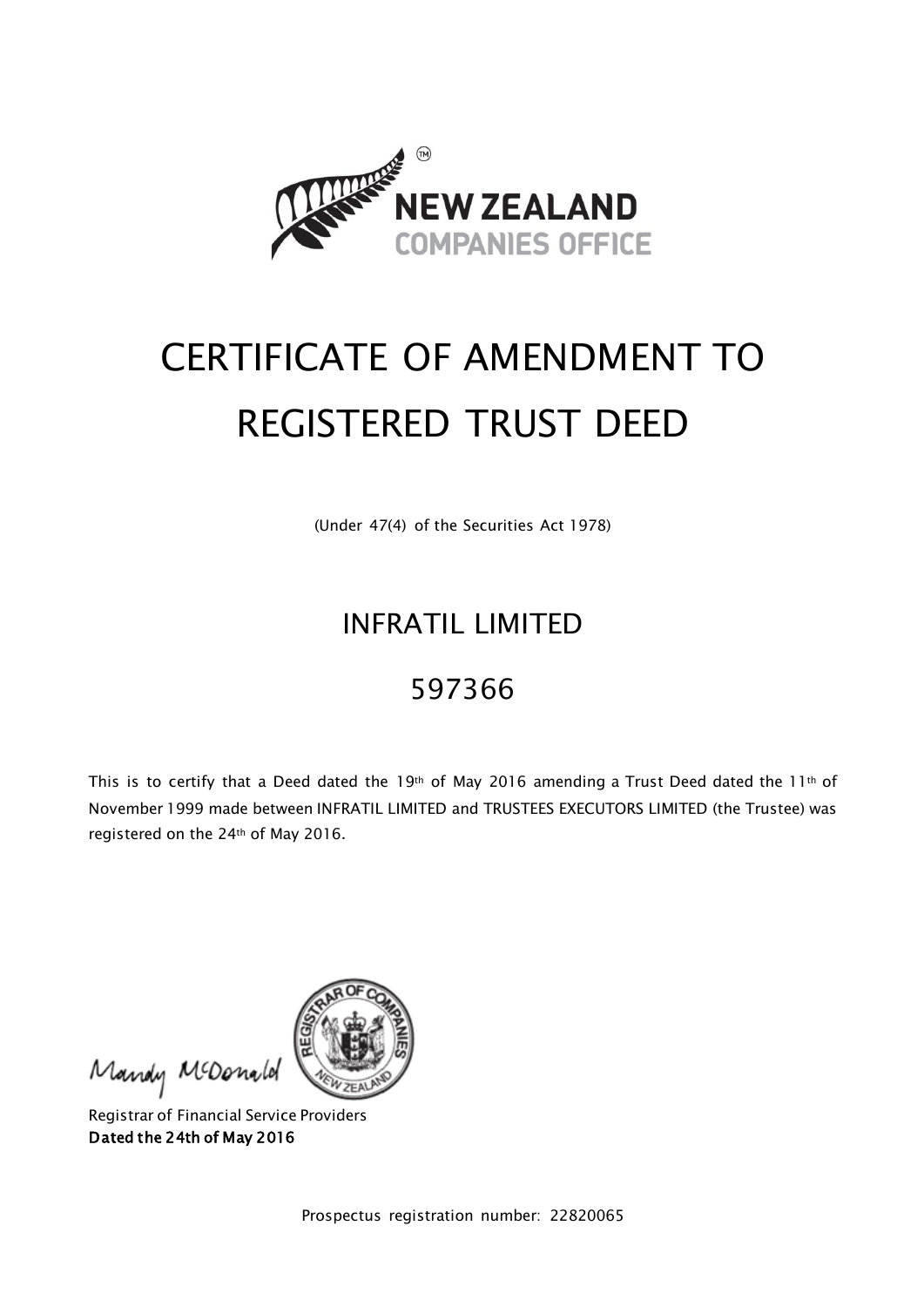NEW ZEALAND
COMPANIES OFFICE

# CERTIFICATE OF AMENDMENT TO REGISTERED TRUST DEED

(Under 47(4) of the Securities Act 1978)

## INFRATIL LIMITED

## 597366

This is to certify that a Deed dated the 19th of May 2016 amending a Trust Deed dated the 11th of November 1999 made between INFRATIL LIMITED and TRUSTEES EXECUTORS LIMITED (the Trustee) was registered on the 24th of May 2016.

Mandy McDonald

Registrar of Financial Service Providers
**Dated the 24th of May 2016**

Prospectus registration number: 22820065